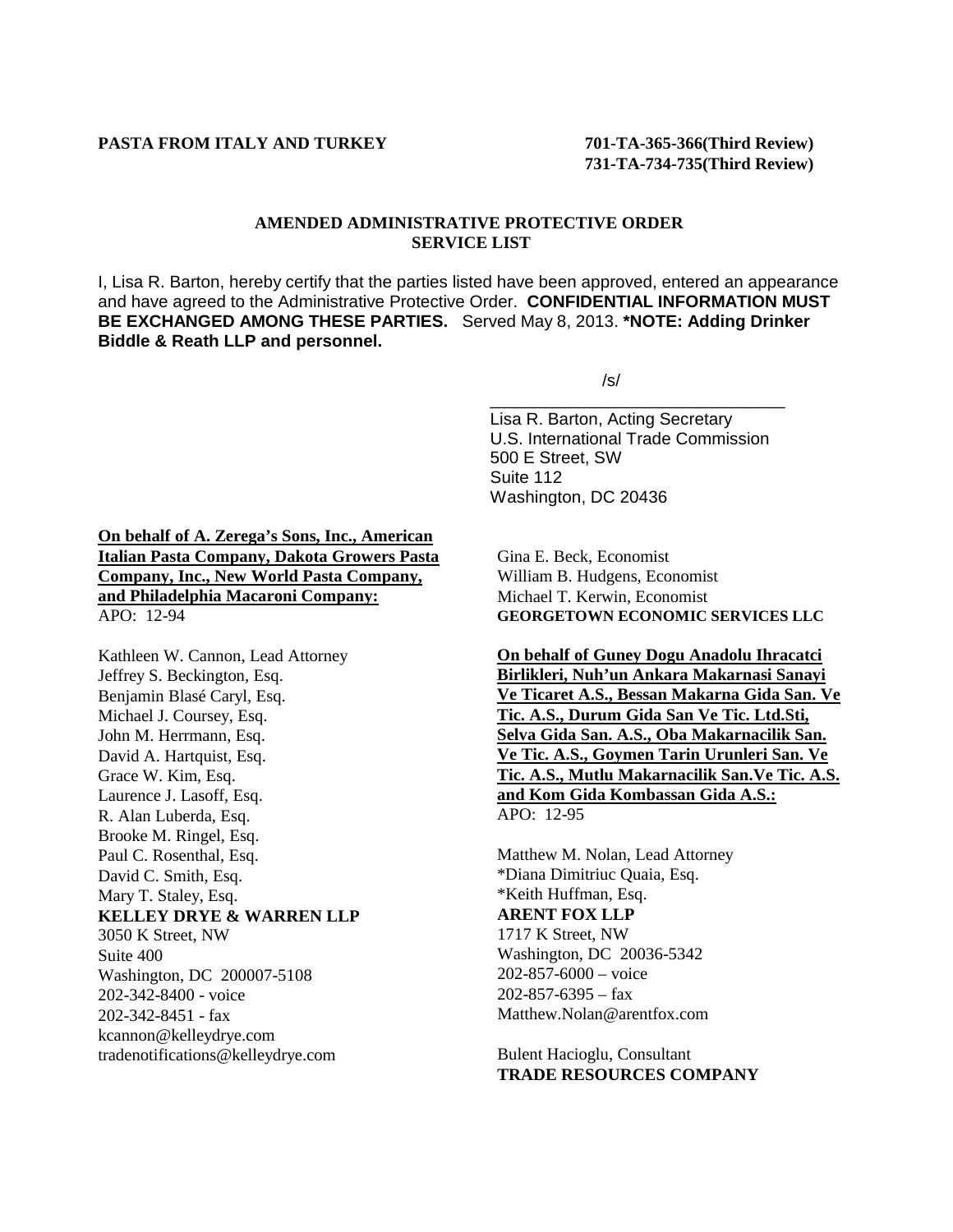**PASTA FROM ITALY AND TURKEY** **701-TA-365-366(Third Review)**
**731-TA-734-735(Third Review)**

**AMENDED ADMINISTRATIVE PROTECTIVE ORDER**
**SERVICE LIST**

I, Lisa R. Barton, hereby certify that the parties listed have been approved, entered an appearance and have agreed to the Administrative Protective Order. **CONFIDENTIAL INFORMATION MUST BE EXCHANGED AMONG THESE PARTIES.** Served May 8, 2013. ***NOTE: Adding Drinker Biddle & Reath LLP and personnel.**

/s/
\_\_\_\_\_\_\_\_\_\_\_\_\_\_\_\_\_\_\_\_\_\_\_\_\_\_\_\_\_\_\_\_
Lisa R. Barton, Acting Secretary
U.S. International Trade Commission
500 E Street, SW
Suite 112
Washington, DC 20436

**On behalf of A. Zerega's Sons, Inc., American Italian Pasta Company, Dakota Growers Pasta Company, Inc., New World Pasta Company, and Philadelphia Macaroni Company:**
APO: 12-94

Kathleen W. Cannon, Lead Attorney
Jeffrey S. Beckington, Esq.
Benjamin Blasé Caryl, Esq.
Michael J. Coursey, Esq.
John M. Herrmann, Esq.
David A. Hartquist, Esq.
Grace W. Kim, Esq.
Laurence J. Lasoff, Esq.
R. Alan Luberda, Esq.
Brooke M. Ringel, Esq.
Paul C. Rosenthal, Esq.
David C. Smith, Esq.
Mary T. Staley, Esq.
**KELLEY DRYE & WARREN LLP**
3050 K Street, NW
Suite 400
Washington, DC 200007-5108
202-342-8400 - voice
202-342-8451 - fax
kcannon@kelleydrye.com
tradenotifications@kelleydrye.com

Gina E. Beck, Economist
William B. Hudgens, Economist
Michael T. Kerwin, Economist
**GEORGETOWN ECONOMIC SERVICES LLC**

**On behalf of Guney Dogu Anadolu Ihracatci Birlikleri, Nuh'un Ankara Makarnasi Sanayi Ve Ticaret A.S., Bessan Makarna Gida San. Ve Tic. A.S., Durum Gida San Ve Tic. Ltd.Sti, Selva Gida San. A.S., Oba Makarnacilik San. Ve Tic. A.S., Goymen Tarin Urunleri San. Ve Tic. A.S., Mutlu Makarnacilik San.Ve Tic. A.S. and Kom Gida Kombassan Gida A.S.:**
APO: 12-95

Matthew M. Nolan, Lead Attorney
*Diana Dimitriuc Quaia, Esq.
*Keith Huffman, Esq.
**ARENT FOX LLP**
1717 K Street, NW
Washington, DC 20036-5342
202-857-6000 – voice
202-857-6395 – fax
Matthew.Nolan@arentfox.com

Bulent Hacioglu, Consultant
**TRADE RESOURCES COMPANY**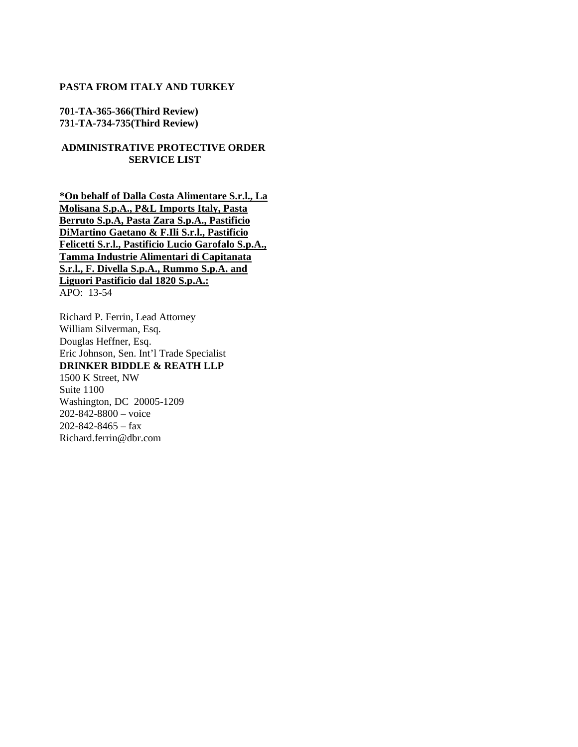**PASTA FROM ITALY AND TURKEY**

**701-TA-365-366(Third Review)**
**731-TA-734-735(Third Review)**

**ADMINISTRATIVE PROTECTIVE ORDER SERVICE LIST**

**\*On behalf of Dalla Costa Alimentare S.r.l., La Molisana S.p.A., P&L Imports Italy, Pasta Berruto S.p.A, Pasta Zara S.p.A., Pastificio DiMartino Gaetano & F.Ili S.r.l., Pastificio Felicetti S.r.l., Pastificio Lucio Garofalo S.p.A., Tamma Industrie Alimentari di Capitanata S.r.l., F. Divella S.p.A., Rummo S.p.A. and Liguori Pastificio dal 1820 S.p.A.:**
APO: 13-54

Richard P. Ferrin, Lead Attorney
William Silverman, Esq.
Douglas Heffner, Esq.
Eric Johnson, Sen. Int'l Trade Specialist
**DRINKER BIDDLE & REATH LLP**
1500 K Street, NW
Suite 1100
Washington, DC 20005-1209
202-842-8800 – voice
202-842-8465 – fax
Richard.ferrin@dbr.com